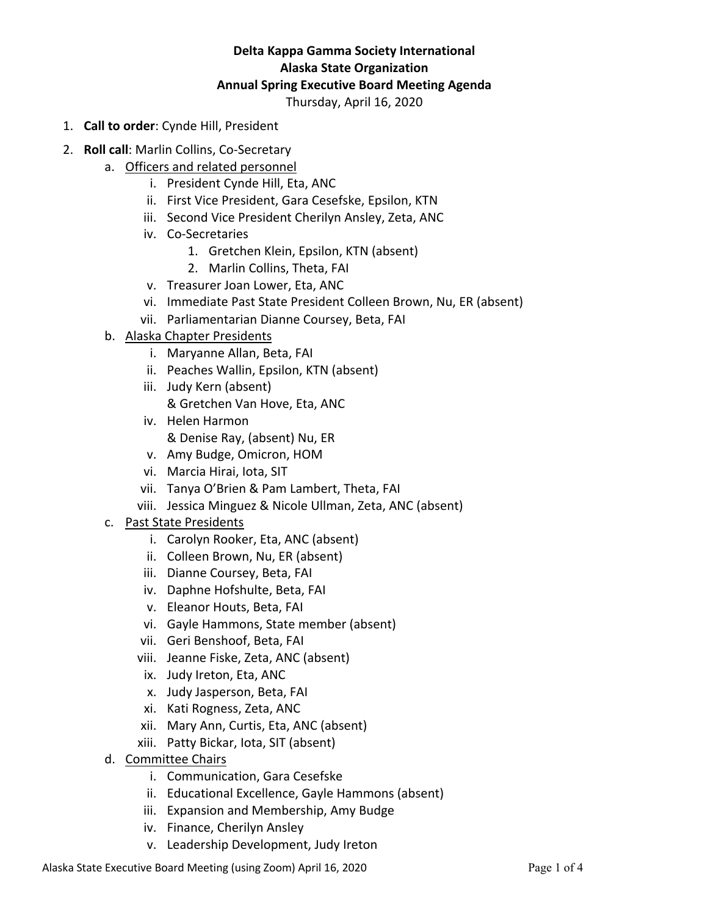**Delta Kappa Gamma Society International**
**Alaska State Organization**
**Annual Spring Executive Board Meeting Agenda**
Thursday, April 16, 2020

1. **Call to order**: Cynde Hill, President
2. **Roll call**: Marlin Collins, Co-Secretary
   a. Officers and related personnel
      i. President Cynde Hill, Eta, ANC
      ii. First Vice President, Gara Cesefske, Epsilon, KTN
      iii. Second Vice President Cherilyn Ansley, Zeta, ANC
      iv. Co-Secretaries
         1. Gretchen Klein, Epsilon, KTN (absent)
         2. Marlin Collins, Theta, FAI
      v. Treasurer Joan Lower, Eta, ANC
      vi. Immediate Past State President Colleen Brown, Nu, ER (absent)
      vii. Parliamentarian Dianne Coursey, Beta, FAI
   b. Alaska Chapter Presidents
      i. Maryanne Allan, Beta, FAI
      ii. Peaches Wallin, Epsilon, KTN (absent)
      iii. Judy Kern (absent)
      & Gretchen Van Hove, Eta, ANC
      iv. Helen Harmon
      & Denise Ray, (absent) Nu, ER
      v. Amy Budge, Omicron, HOM
      vi. Marcia Hirai, Iota, SIT
      vii. Tanya O'Brien & Pam Lambert, Theta, FAI
      viii. Jessica Minguez & Nicole Ullman, Zeta, ANC (absent)
   c. Past State Presidents
      i. Carolyn Rooker, Eta, ANC (absent)
      ii. Colleen Brown, Nu, ER (absent)
      iii. Dianne Coursey, Beta, FAI
      iv. Daphne Hofshulte, Beta, FAI
      v. Eleanor Houts, Beta, FAI
      vi. Gayle Hammons, State member (absent)
      vii. Geri Benshoof, Beta, FAI
      viii. Jeanne Fiske, Zeta, ANC (absent)
      ix. Judy Ireton, Eta, ANC
      x. Judy Jasperson, Beta, FAI
      xi. Kati Rogness, Zeta, ANC
      xii. Mary Ann, Curtis, Eta, ANC (absent)
      xiii. Patty Bickar, Iota, SIT (absent)
   d. Committee Chairs
      i. Communication, Gara Cesefske
      ii. Educational Excellence, Gayle Hammons (absent)
      iii. Expansion and Membership, Amy Budge
      iv. Finance, Cherilyn Ansley
      v. Leadership Development, Judy Ireton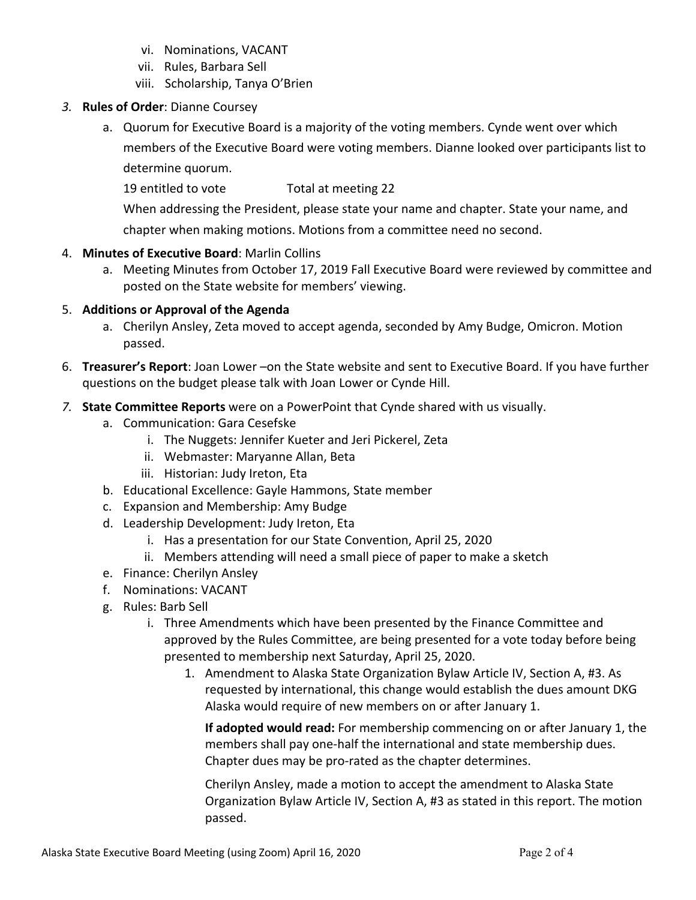vi. Nominations, VACANT
   vii. Rules, Barbara Sell
   viii. Scholarship, Tanya O'Brien

3. **Rules of Order**: Dianne Coursey
   a. Quorum for Executive Board is a majority of the voting members. Cynde went over which members of the Executive Board were voting members. Dianne looked over participants list to determine quorum.

      19 entitled to vote          Total at meeting 22

      When addressing the President, please state your name and chapter. State your name, and chapter when making motions. Motions from a committee need no second.

4. **Minutes of Executive Board**: Marlin Collins
   a. Meeting Minutes from October 17, 2019 Fall Executive Board were reviewed by committee and posted on the State website for members' viewing.

5. **Additions or Approval of the Agenda**
   a. Cherilyn Ansley, Zeta moved to accept agenda, seconded by Amy Budge, Omicron. Motion passed.

6. **Treasurer's Report**: Joan Lower –on the State website and sent to Executive Board. If you have further questions on the budget please talk with Joan Lower or Cynde Hill.

7. **State Committee Reports** were on a PowerPoint that Cynde shared with us visually.
   a. Communication: Gara Cesefske
      i. The Nuggets: Jennifer Kueter and Jeri Pickerel, Zeta
      ii. Webmaster: Maryanne Allan, Beta
      iii. Historian: Judy Ireton, Eta
   b. Educational Excellence: Gayle Hammons, State member
   c. Expansion and Membership: Amy Budge
   d. Leadership Development: Judy Ireton, Eta
      i. Has a presentation for our State Convention, April 25, 2020
      ii. Members attending will need a small piece of paper to make a sketch
   e. Finance: Cherilyn Ansley
   f. Nominations: VACANT
   g. Rules: Barb Sell
      i. Three Amendments which have been presented by the Finance Committee and approved by the Rules Committee, are being presented for a vote today before being presented to membership next Saturday, April 25, 2020.
         1. Amendment to Alaska State Organization Bylaw Article IV, Section A, #3. As requested by international, this change would establish the dues amount DKG Alaska would require of new members on or after January 1.

            **If adopted would read:** For membership commencing on or after January 1, the members shall pay one-half the international and state membership dues. Chapter dues may be pro-rated as the chapter determines.

            Cherilyn Ansley, made a motion to accept the amendment to Alaska State Organization Bylaw Article IV, Section A, #3 as stated in this report. The motion passed.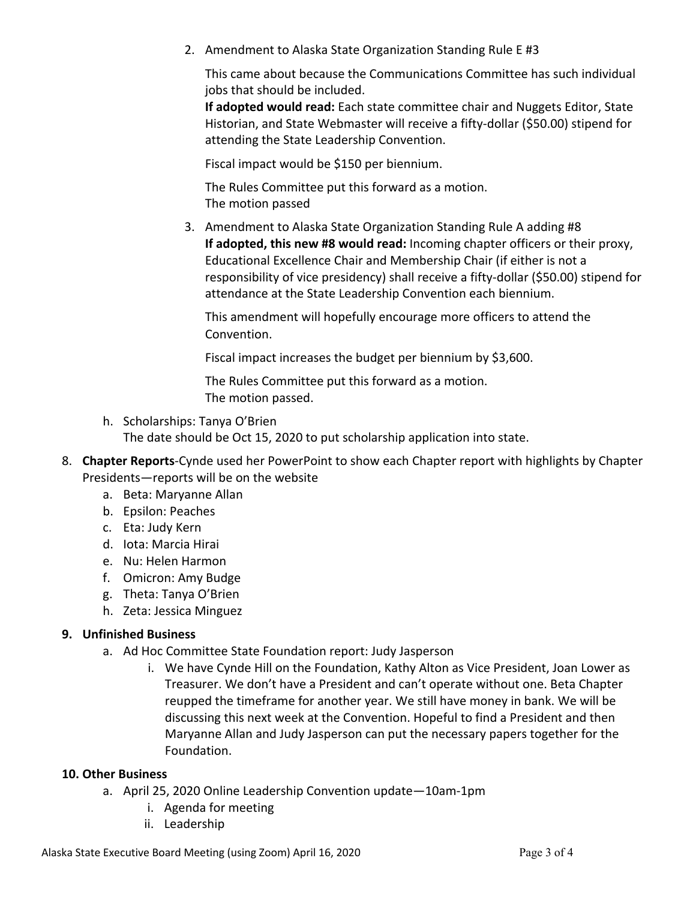2. Amendment to Alaska State Organization Standing Rule E #3

   This came about because the Communications Committee has such individual jobs that should be included.
   **If adopted would read:** Each state committee chair and Nuggets Editor, State Historian, and State Webmaster will receive a fifty-dollar ($50.00) stipend for attending the State Leadership Convention.

   Fiscal impact would be $150 per biennium.

   The Rules Committee put this forward as a motion.
   The motion passed

3. Amendment to Alaska State Organization Standing Rule A adding #8
   **If adopted, this new #8 would read:** Incoming chapter officers or their proxy, Educational Excellence Chair and Membership Chair (if either is not a responsibility of vice presidency) shall receive a fifty-dollar ($50.00) stipend for attendance at the State Leadership Convention each biennium.

   This amendment will hopefully encourage more officers to attend the Convention.

   Fiscal impact increases the budget per biennium by $3,600.

   The Rules Committee put this forward as a motion.
   The motion passed.

h. Scholarships: Tanya O'Brien
   The date should be Oct 15, 2020 to put scholarship application into state.

8. **Chapter Reports**-Cynde used her PowerPoint to show each Chapter report with highlights by Chapter Presidents—reports will be on the website
   a. Beta: Maryanne Allan
   b. Epsilon: Peaches
   c. Eta: Judy Kern
   d. Iota: Marcia Hirai
   e. Nu: Helen Harmon
   f. Omicron: Amy Budge
   g. Theta: Tanya O'Brien
   h. Zeta: Jessica Minguez

**9. Unfinished Business**

   a. Ad Hoc Committee State Foundation report: Judy Jasperson
      i. We have Cynde Hill on the Foundation, Kathy Alton as Vice President, Joan Lower as Treasurer. We don't have a President and can't operate without one. Beta Chapter reupped the timeframe for another year. We still have money in bank. We will be discussing this next week at the Convention. Hopeful to find a President and then Maryanne Allan and Judy Jasperson can put the necessary papers together for the Foundation.

**10. Other Business**

   a. April 25, 2020 Online Leadership Convention update—10am-1pm
      i. Agenda for meeting
      ii. Leadership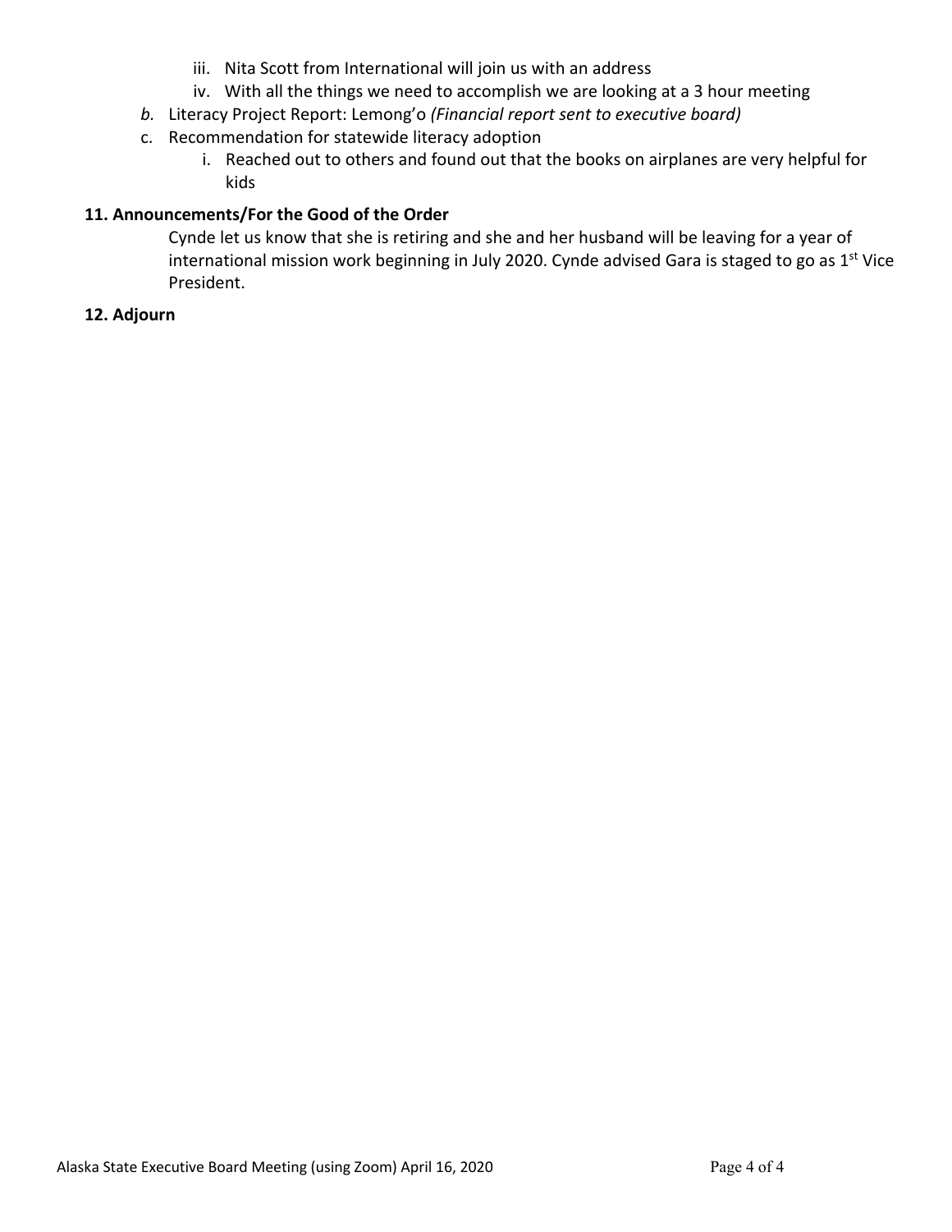iii. Nita Scott from International will join us with an address
iv. With all the things we need to accomplish we are looking at a 3 hour meeting

*b.* Literacy Project Report: Lemong'o *(Financial report sent to executive board)*

c. Recommendation for statewide literacy adoption
   i. Reached out to others and found out that the books on airplanes are very helpful for kids

**11. Announcements/For the Good of the Order**

Cynde let us know that she is retiring and she and her husband will be leaving for a year of international mission work beginning in July 2020. Cynde advised Gara is staged to go as 1st Vice President.

**12. Adjourn**